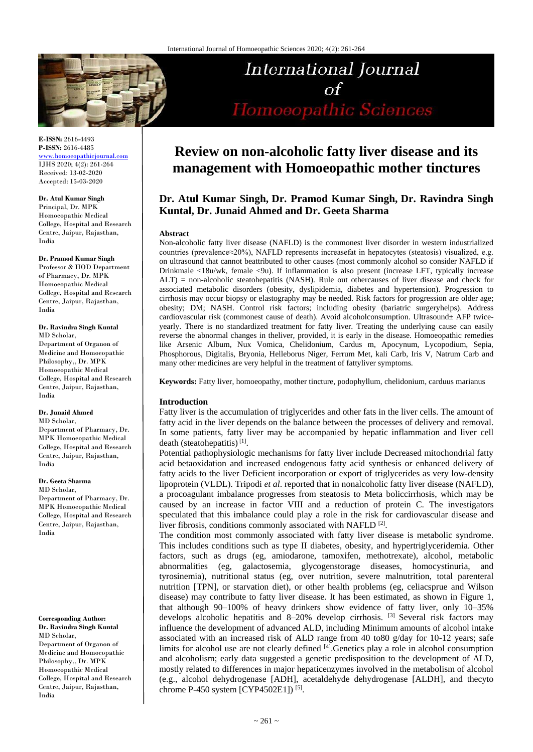**E-ISSN:** 2616-4493
**P-ISSN:** 2616-4485
www.homoeopathicjournal.com
IJHS 2020; 4(2): 261-264
Received: 13-02-2020
Accepted: 15-03-2020

**Dr. Atul Kumar Singh**
Principal, Dr. MPK Homoeopathic Medical College, Hospital and Research Centre, Jaipur, Rajasthan, India

**Dr. Pramod Kumar Singh**
Professor & HOD Department of Pharmacy, Dr. MPK Homoeopathic Medical College, Hospital and Research Centre, Jaipur, Rajasthan, India

**Dr. Ravindra Singh Kuntal**
MD Scholar, Department of Organon of Medicine and Homoeopathic Philosophy,, Dr. MPK Homoeopathic Medical College, Hospital and Research Centre, Jaipur, Rajasthan, India

**Dr. Junaid Ahmed**
MD Scholar, Department of Pharmacy, Dr. MPK Homoeopathic Medical College, Hospital and Research Centre, Jaipur, Rajasthan, India

**Dr. Geeta Sharma**
MD Scholar, Department of Pharmacy, Dr. MPK Homoeopathic Medical College, Hospital and Research Centre, Jaipur, Rajasthan, India

**Corresponding Author:**
**Dr. Ravindra Singh Kuntal**
MD Scholar, Department of Organon of Medicine and Homoeopathic Philosophy,, Dr. MPK Homoeopathic Medical College, Hospital and Research Centre, Jaipur, Rajasthan, India

# Review on non-alcoholic fatty liver disease and its management with Homoeopathic mother tinctures

**Dr. Atul Kumar Singh, Dr. Pramod Kumar Singh, Dr. Ravindra Singh Kuntal, Dr. Junaid Ahmed and Dr. Geeta Sharma**

### Abstract

Non-alcoholic fatty liver disease (NAFLD) is the commonest liver disorder in western industrialized countries (prevalence≈20%), NAFLD represents increasefat in hepatocytes (steatosis) visualized, e.g. on ultrasound that cannot beattributed to other causes (most commonly alcohol so consider NAFLD if Drinkmale <18u/wk, female <9u). If inflammation is also present (increase LFT, typically increase ALT) = non-alcoholic steatohepatitis (NASH). Rule out othercauses of liver disease and check for associated metabolic disorders (obesity, dyslipidemia, diabetes and hypertension). Progression to cirrhosis may occur biopsy or elastography may be needed. Risk factors for progression are older age; obesity; DM; NASH. Control risk factors; including obesity (bariatric surgeryhelps). Address cardiovascular risk (commonest cause of death). Avoid alcoholconsumption. Ultrasound± AFP twice-yearly. There is no standardized treatment for fatty liver. Treating the underlying cause can easily reverse the abnormal changes in theliver, provided, it is early in the disease. Homoeopathic remedies like Arsenic Album, Nux Vomica, Chelidonium, Cardus m, Apocynum, Lycopodium, Sepia, Phosphorous, Digitalis, Bryonia, Helleborus Niger, Ferrum Met, kali Carb, Iris V, Natrum Carb and many other medicines are very helpful in the treatment of fattyliver symptoms.

**Keywords:** Fatty liver, homoeopathy, mother tincture, podophyllum, chelidonium, carduus marianus

### Introduction

Fatty liver is the accumulation of triglycerides and other fats in the liver cells. The amount of fatty acid in the liver depends on the balance between the processes of delivery and removal. In some patients, fatty liver may be accompanied by hepatic inflammation and liver cell death (steatohepatitis) [1].

Potential pathophysiologic mechanisms for fatty liver include Decreased mitochondrial fatty acid betaoxidation and increased endogenous fatty acid synthesis or enhanced delivery of fatty acids to the liver Deficient incorporation or export of triglycerides as very low-density lipoprotein (VLDL). Tripodi *et al*. reported that in nonalcoholic fatty liver disease (NAFLD), a procoagulant imbalance progresses from steatosis to Meta boliccirrhosis, which may be caused by an increase in factor VIII and a reduction of protein C. The investigators speculated that this imbalance could play a role in the risk for cardiovascular disease and liver fibrosis, conditions commonly associated with NAFLD [2].

The condition most commonly associated with fatty liver disease is metabolic syndrome. This includes conditions such as type II diabetes, obesity, and hypertriglyceridemia. Other factors, such as drugs (eg, amiodarone, tamoxifen, methotrexate), alcohol, metabolic abnormalities (eg, galactosemia, glycogenstorage diseases, homocystinuria, and tyrosinemia), nutritional status (eg, over nutrition, severe malnutrition, total parenteral nutrition [TPN], or starvation diet), or other health problems (eg, celiacsprue and Wilson disease) may contribute to fatty liver disease. It has been estimated, as shown in Figure 1, that although 90–100% of heavy drinkers show evidence of fatty liver, only 10–35% develops alcoholic hepatitis and 8–20% develop cirrhosis. [3] Several risk factors may influence the development of advanced ALD, including Minimum amounts of alcohol intake associated with an increased risk of ALD range from 40 to80 g/day for 10-12 years; safe limits for alcohol use are not clearly defined [4].Genetics play a role in alcohol consumption and alcoholism; early data suggested a genetic predisposition to the development of ALD, mostly related to differences in major hepaticenzymes involved in the metabolism of alcohol (e.g., alcohol dehydrogenase [ADH], acetaldehyde dehydrogenase [ALDH], and thecyto chrome P-450 system [CYP4502E1]) [5].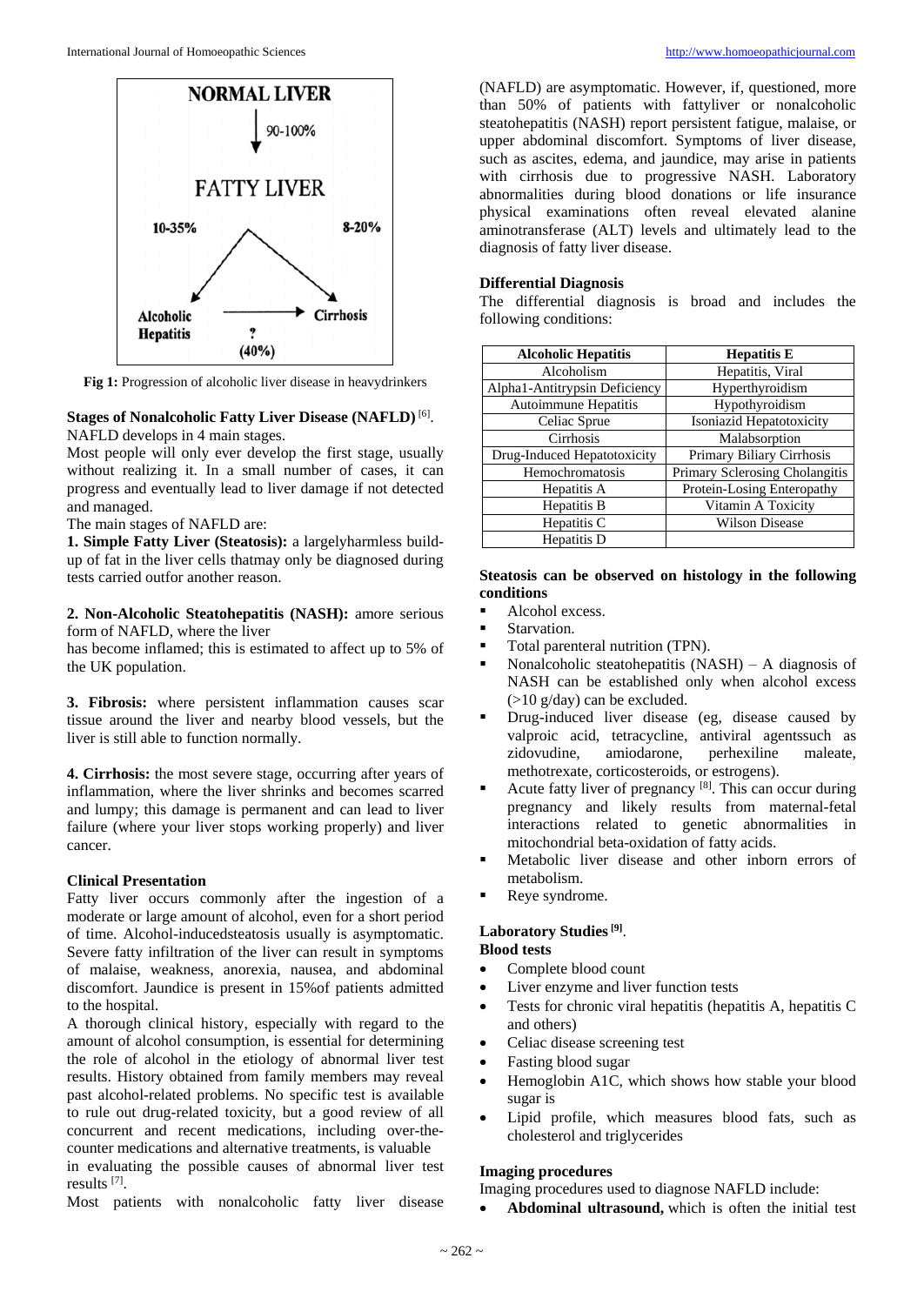NORMAL LIVER

90-100%

FATTY LIVER

10-35% 8-20%

Alcoholic Hepatitis ? (40%) Cirrhosis

**Fig 1:** Progression of alcoholic liver disease in heavydrinkers

**Stages of Nonalcoholic Fatty Liver Disease (NAFLD)** [6].

NAFLD develops in 4 main stages.

Most people will only ever develop the first stage, usually without realizing it. In a small number of cases, it can progress and eventually lead to liver damage if not detected and managed.

The main stages of NAFLD are:

**1. Simple Fatty Liver (Steatosis):** a largelyharmless build-up of fat in the liver cells thatmay only be diagnosed during tests carried outfor another reason.

**2. Non-Alcoholic Steatohepatitis (NASH):** amore serious form of NAFLD, where the liver has become inflamed; this is estimated to affect up to 5% of the UK population.

**3. Fibrosis:** where persistent inflammation causes scar tissue around the liver and nearby blood vessels, but the liver is still able to function normally.

**4. Cirrhosis:** the most severe stage, occurring after years of inflammation, where the liver shrinks and becomes scarred and lumpy; this damage is permanent and can lead to liver failure (where your liver stops working properly) and liver cancer.

**Clinical Presentation**

Fatty liver occurs commonly after the ingestion of a moderate or large amount of alcohol, even for a short period of time. Alcohol-inducedsteatosis usually is asymptomatic. Severe fatty infiltration of the liver can result in symptoms of malaise, weakness, anorexia, nausea, and abdominal discomfort. Jaundice is present in 15%of patients admitted to the hospital.

A thorough clinical history, especially with regard to the amount of alcohol consumption, is essential for determining the role of alcohol in the etiology of abnormal liver test results. History obtained from family members may reveal past alcohol-related problems. No specific test is available to rule out drug-related toxicity, but a good review of all concurrent and recent medications, including over-the-counter medications and alternative treatments, is valuable in evaluating the possible causes of abnormal liver test results [7].

Most patients with nonalcoholic fatty liver disease (NAFLD) are asymptomatic. However, if, questioned, more than 50% of patients with fattyliver or nonalcoholic steatohepatitis (NASH) report persistent fatigue, malaise, or upper abdominal discomfort. Symptoms of liver disease, such as ascites, edema, and jaundice, may arise in patients with cirrhosis due to progressive NASH. Laboratory abnormalities during blood donations or life insurance physical examinations often reveal elevated alanine aminotransferase (ALT) levels and ultimately lead to the diagnosis of fatty liver disease.

**Differential Diagnosis**

The differential diagnosis is broad and includes the following conditions:

| Alcoholic Hepatitis | Hepatitis E |
|---|---|
| Alcoholism | Hepatitis, Viral |
| Alpha1-Antitrypsin Deficiency | Hyperthyroidism |
| Autoimmune Hepatitis | Hypothyroidism |
| Celiac Sprue | Isoniazid Hepatotoxicity |
| Cirrhosis | Malabsorption |
| Drug-Induced Hepatotoxicity | Primary Biliary Cirrhosis |
| Hemochromatosis | Primary Sclerosing Cholangitis |
| Hepatitis A | Protein-Losing Enteropathy |
| Hepatitis B | Vitamin A Toxicity |
| Hepatitis C | Wilson Disease |
| Hepatitis D | |

**Steatosis can be observed on histology in the following conditions**

- Alcohol excess.
- Starvation.
- Total parenteral nutrition (TPN).
- Nonalcoholic steatohepatitis (NASH) – A diagnosis of NASH can be established only when alcohol excess (>10 g/day) can be excluded.
- Drug-induced liver disease (eg, disease caused by valproic acid, tetracycline, antiviral agentssuch as zidovudine, amiodarone, perhexiline maleate, methotrexate, corticosteroids, or estrogens).
- Acute fatty liver of pregnancy [8]. This can occur during pregnancy and likely results from maternal-fetal interactions related to genetic abnormalities in mitochondrial beta-oxidation of fatty acids.
- Metabolic liver disease and other inborn errors of metabolism.
- Reye syndrome.

**Laboratory Studies** [9].

**Blood tests**

- Complete blood count
- Liver enzyme and liver function tests
- Tests for chronic viral hepatitis (hepatitis A, hepatitis C and others)
- Celiac disease screening test
- Fasting blood sugar
- Hemoglobin A1C, which shows how stable your blood sugar is
- Lipid profile, which measures blood fats, such as cholesterol and triglycerides

**Imaging procedures**

Imaging procedures used to diagnose NAFLD include:

- **Abdominal ultrasound,** which is often the initial test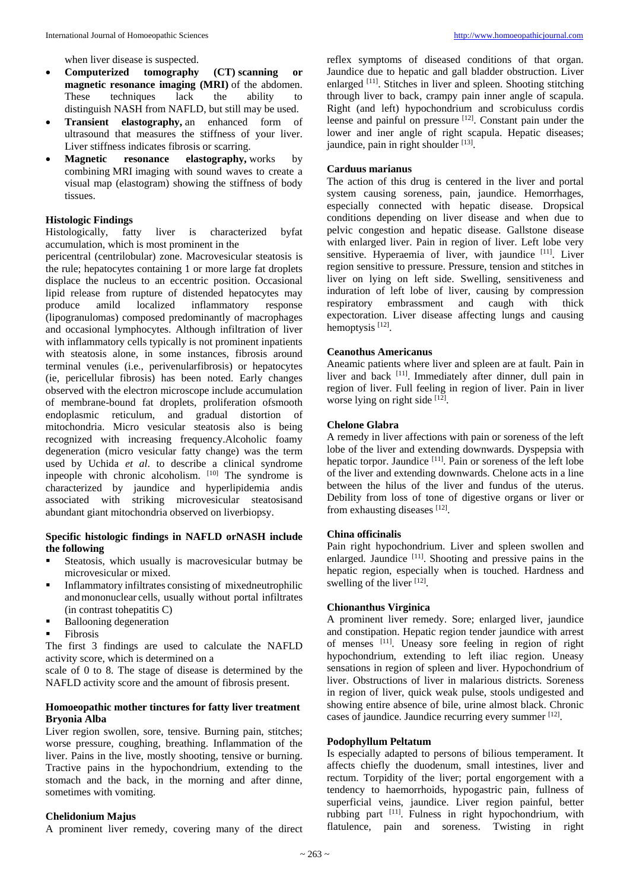when liver disease is suspected.

- **Computerized tomography (CT) scanning or magnetic resonance imaging (MRI)** of the abdomen. These techniques lack the ability to distinguish NASH from NAFLD, but still may be used.
- **Transient elastography,** an enhanced form of ultrasound that measures the stiffness of your liver. Liver stiffness indicates fibrosis or scarring.
- **Magnetic resonance elastography,** works by combining MRI imaging with sound waves to create a visual map (elastogram) showing the stiffness of body tissues.

**Histologic Findings**

Histologically, fatty liver is characterized byfat accumulation, which is most prominent in the pericentral (centrilobular) zone. Macrovesicular steatosis is the rule; hepatocytes containing 1 or more large fat droplets displace the nucleus to an eccentric position. Occasional lipid release from rupture of distended hepatocytes may produce amild localized inflammatory response (lipogranulomas) composed predominantly of macrophages and occasional lymphocytes. Although infiltration of liver with inflammatory cells typically is not prominent inpatients with steatosis alone, in some instances, fibrosis around terminal venules (i.e., perivenularfibrosis) or hepatocytes (ie, pericellular fibrosis) has been noted. Early changes observed with the electron microscope include accumulation of membrane-bound fat droplets, proliferation ofsmooth endoplasmic reticulum, and gradual distortion of mitochondria. Micro vesicular steatosis also is being recognized with increasing frequency.Alcoholic foamy degeneration (micro vesicular fatty change) was the term used by Uchida *et al*. to describe a clinical syndrome inpeople with chronic alcoholism. [10] The syndrome is characterized by jaundice and hyperlipidemia andis associated with striking microvesicular steatosisand abundant giant mitochondria observed on liverbiopsy.

**Specific histologic findings in NAFLD orNASH include the following**

- Steatosis, which usually is macrovesicular butmay be microvesicular or mixed.
- Inflammatory infiltrates consisting of mixedneutrophilic and mononuclear cells, usually without portal infiltrates (in contrast tohepatitis C)
- Ballooning degeneration
- Fibrosis

The first 3 findings are used to calculate the NAFLD activity score, which is determined on a scale of 0 to 8. The stage of disease is determined by the NAFLD activity score and the amount of fibrosis present.

**Homoeopathic mother tinctures for fatty liver treatment**

**Bryonia Alba**

Liver region swollen, sore, tensive. Burning pain, stitches; worse pressure, coughing, breathing. Inflammation of the liver. Pains in the live, mostly shooting, tensive or burning. Tractive pains in the hypochondrium, extending to the stomach and the back, in the morning and after dinne, sometimes with vomiting.

**Chelidonium Majus**

A prominent liver remedy, covering many of the direct reflex symptoms of diseased conditions of that organ. Jaundice due to hepatic and gall bladder obstruction. Liver enlarged [11]. Stitches in liver and spleen. Shooting stitching through liver to back, crampy pain inner angle of scapula. Right (and left) hypochondrium and scrobiculuss cordis leense and painful on pressure [12]. Constant pain under the lower and iner angle of right scapula. Hepatic diseases; jaundice, pain in right shoulder [13].

**Carduus marianus**

The action of this drug is centered in the liver and portal system causing soreness, pain, jaundice. Hemorrhages, especially connected with hepatic disease. Dropsical conditions depending on liver disease and when due to pelvic congestion and hepatic disease. Gallstone disease with enlarged liver. Pain in region of liver. Left lobe very sensitive. Hyperaemia of liver, with jaundice [11]. Liver region sensitive to pressure. Pressure, tension and stitches in liver on lying on left side. Swelling, sensitiveness and induration of left lobe of liver, causing by compression respiratory embrassment and caugh with thick expectoration. Liver disease affecting lungs and causing hemoptysis [12].

**Ceanothus Americanus**

Aneamic patients where liver and spleen are at fault. Pain in liver and back [11]. Immediately after dinner, dull pain in region of liver. Full feeling in region of liver. Pain in liver worse lying on right side [12].

**Chelone Glabra**

A remedy in liver affections with pain or soreness of the left lobe of the liver and extending downwards. Dyspepsia with hepatic torpor. Jaundice [11]. Pain or soreness of the left lobe of the liver and extending downwards. Chelone acts in a line between the hilus of the liver and fundus of the uterus. Debility from loss of tone of digestive organs or liver or from exhausting diseases [12].

**China officinalis**

Pain right hypochondrium. Liver and spleen swollen and enlarged. Jaundice [11]. Shooting and pressive pains in the hepatic region, especially when is touched. Hardness and swelling of the liver [12].

**Chionanthus Virginica**

A prominent liver remedy. Sore; enlarged liver, jaundice and constipation. Hepatic region tender jaundice with arrest of menses [11]. Uneasy sore feeling in region of right hypochondrium, extending to left iliac region. Uneasy sensations in region of spleen and liver. Hypochondrium of liver. Obstructions of liver in malarious districts. Soreness in region of liver, quick weak pulse, stools undigested and showing entire absence of bile, urine almost black. Chronic cases of jaundice. Jaundice recurring every summer [12].

**Podophyllum Peltatum**

Is especially adapted to persons of bilious temperament. It affects chiefly the duodenum, small intestines, liver and rectum. Torpidity of the liver; portal engorgement with a tendency to haemorrhoids, hypogastric pain, fullness of superficial veins, jaundice. Liver region painful, better rubbing part [11]. Fulness in right hypochondrium, with flatulence, pain and soreness. Twisting in right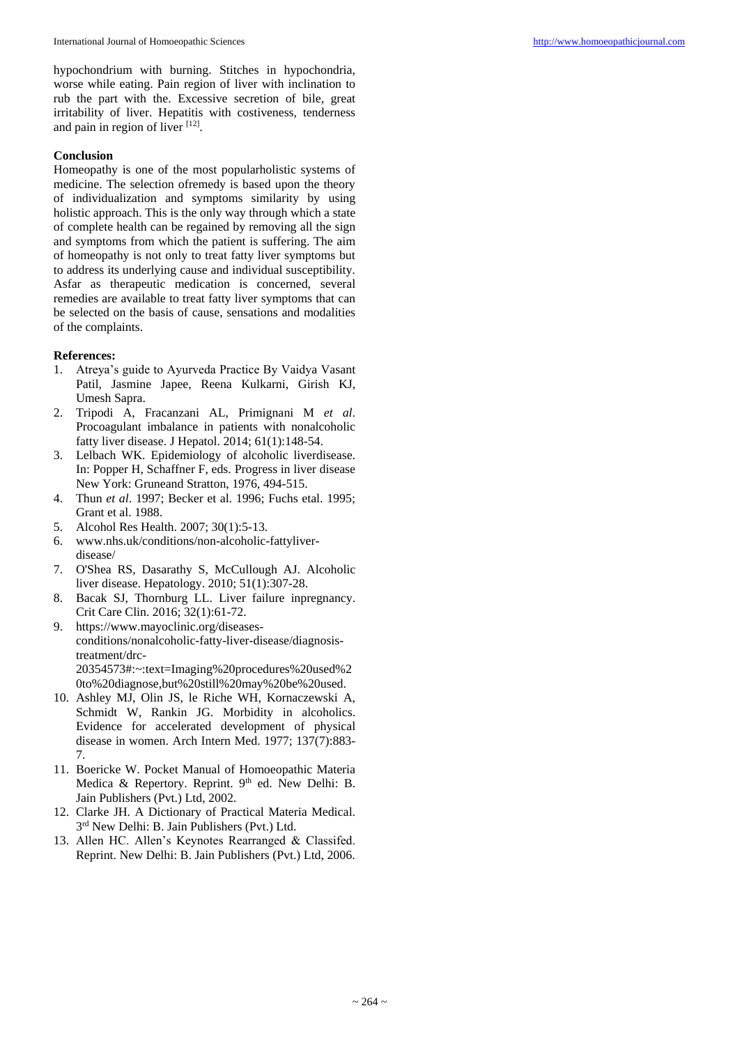hypochondrium with burning. Stitches in hypochondria, worse while eating. Pain region of liver with inclination to rub the part with the. Excessive secretion of bile, great irritability of liver. Hepatitis with costiveness, tenderness and pain in region of liver [12].

## Conclusion

Homeopathy is one of the most popularholistic systems of medicine. The selection ofremedy is based upon the theory of individualization and symptoms similarity by using holistic approach. This is the only way through which a state of complete health can be regained by removing all the sign and symptoms from which the patient is suffering. The aim of homeopathy is not only to treat fatty liver symptoms but to address its underlying cause and individual susceptibility. Asfar as therapeutic medication is concerned, several remedies are available to treat fatty liver symptoms that can be selected on the basis of cause, sensations and modalities of the complaints.

## References:

1. Atreya's guide to Ayurveda Practice By Vaidya Vasant Patil, Jasmine Japee, Reena Kulkarni, Girish KJ, Umesh Sapra.
2. Tripodi A, Fracanzani AL, Primignani M *et al*. Procoagulant imbalance in patients with nonalcoholic fatty liver disease. J Hepatol. 2014; 61(1):148-54.
3. Lelbach WK. Epidemiology of alcoholic liverdisease. In: Popper H, Schaffner F, eds. Progress in liver disease New York: Gruneand Stratton, 1976, 494-515.
4. Thun *et al*. 1997; Becker et al. 1996; Fuchs etal. 1995; Grant et al. 1988.
5. Alcohol Res Health. 2007; 30(1):5-13.
6. www.nhs.uk/conditions/non-alcoholic-fattyliver-disease/
7. O'Shea RS, Dasarathy S, McCullough AJ. Alcoholic liver disease. Hepatology. 2010; 51(1):307-28.
8. Bacak SJ, Thornburg LL. Liver failure inpregnancy. Crit Care Clin. 2016; 32(1):61-72.
9. https://www.mayoclinic.org/diseases-conditions/nonalcoholic-fatty-liver-disease/diagnosis-treatment/drc-20354573#:~:text=Imaging%20procedures%20used%20to%20diagnose,but%20still%20may%20be%20used.
10. Ashley MJ, Olin JS, le Riche WH, Kornaczewski A, Schmidt W, Rankin JG. Morbidity in alcoholics. Evidence for accelerated development of physical disease in women. Arch Intern Med. 1977; 137(7):883-7.
11. Boericke W. Pocket Manual of Homoeopathic Materia Medica & Repertory. Reprint. 9th ed. New Delhi: B. Jain Publishers (Pvt.) Ltd, 2002.
12. Clarke JH. A Dictionary of Practical Materia Medical. 3rd New Delhi: B. Jain Publishers (Pvt.) Ltd.
13. Allen HC. Allen's Keynotes Rearranged & Classifed. Reprint. New Delhi: B. Jain Publishers (Pvt.) Ltd, 2006.